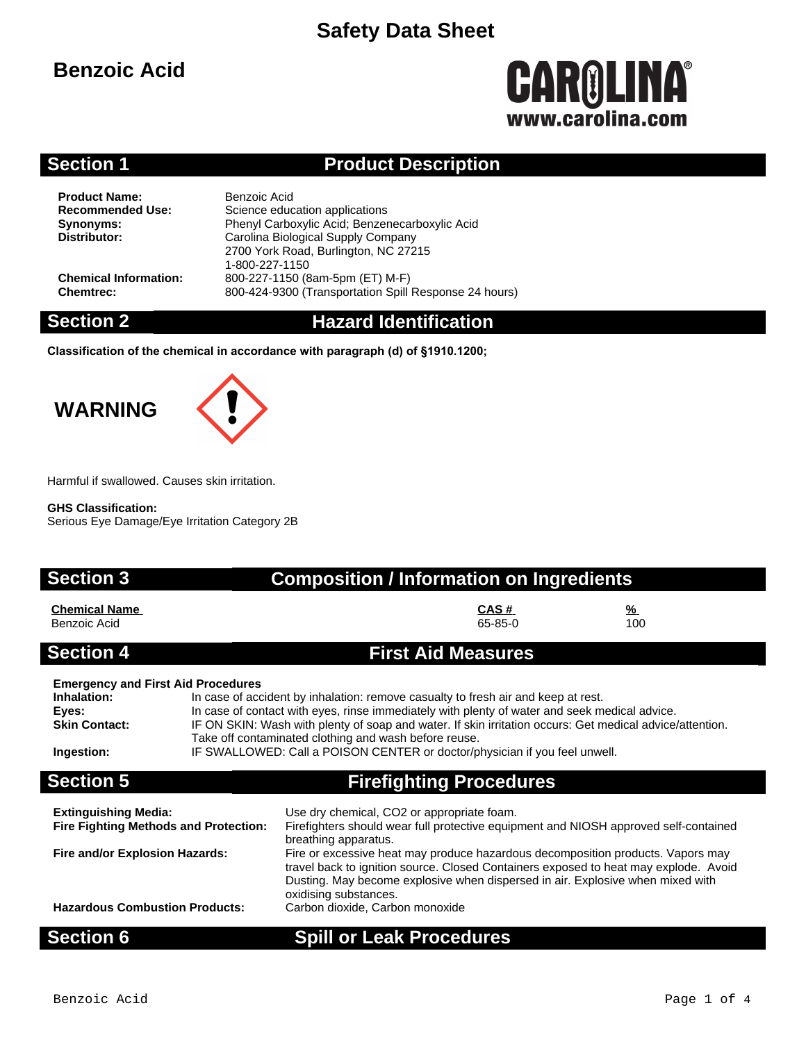# Safety Data Sheet

## Benzoic Acid

CAROLINA®
www.carolina.com

## Section 1 Product Description

**Product Name:** Benzoic Acid
**Recommended Use:** Science education applications
**Synonyms:** Phenyl Carboxylic Acid; Benzenecarboxylic Acid
**Distributor:** Carolina Biological Supply Company
2700 York Road, Burlington, NC 27215
1-800-227-1150
**Chemical Information:** 800-227-1150 (8am-5pm (ET) M-F)
**Chemtrec:** 800-424-9300 (Transportation Spill Response 24 hours)

## Section 2 Hazard Identification

**Classification of the chemical in accordance with paragraph (d) of §1910.1200;**

**WARNING**

Harmful if swallowed. Causes skin irritation.

**GHS Classification:**
Serious Eye Damage/Eye Irritation Category 2B

## Section 3 Composition / Information on Ingredients

| Chemical Name | CAS # | % |
|---|---|---|
| Benzoic Acid | 65-85-0 | 100 |

## Section 4 First Aid Measures

**Emergency and First Aid Procedures**

**Inhalation:** In case of accident by inhalation: remove casualty to fresh air and keep at rest.
**Eyes:** In case of contact with eyes, rinse immediately with plenty of water and seek medical advice.
**Skin Contact:** IF ON SKIN: Wash with plenty of soap and water. If skin irritation occurs: Get medical advice/attention. Take off contaminated clothing and wash before reuse.
**Ingestion:** IF SWALLOWED: Call a POISON CENTER or doctor/physician if you feel unwell.

## Section 5 Firefighting Procedures

**Extinguishing Media:** Use dry chemical, CO2 or appropriate foam.
**Fire Fighting Methods and Protection:** Firefighters should wear full protective equipment and NIOSH approved self-contained breathing apparatus.
**Fire and/or Explosion Hazards:** Fire or excessive heat may produce hazardous decomposition products. Vapors may travel back to ignition source. Closed Containers exposed to heat may explode. Avoid Dusting. May become explosive when dispersed in air. Explosive when mixed with oxidising substances.
**Hazardous Combustion Products:** Carbon dioxide, Carbon monoxide

## Section 6 Spill or Leak Procedures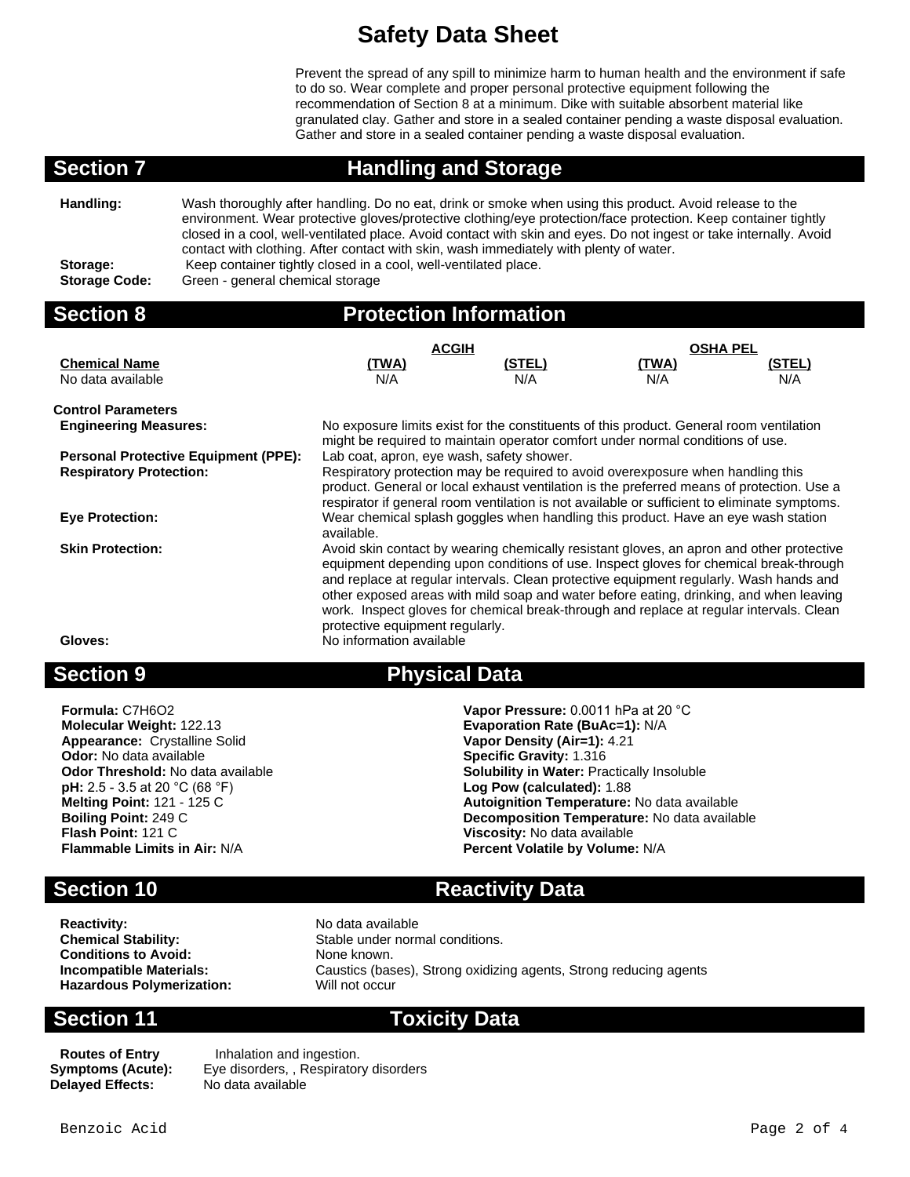# Safety Data Sheet

Prevent the spread of any spill to minimize harm to human health and the environment if safe to do so. Wear complete and proper personal protective equipment following the recommendation of Section 8 at a minimum. Dike with suitable absorbent material like granulated clay. Gather and store in a sealed container pending a waste disposal evaluation. Gather and store in a sealed container pending a waste disposal evaluation.

## Section 7 Handling and Storage

**Handling:** Wash thoroughly after handling. Do no eat, drink or smoke when using this product. Avoid release to the environment. Wear protective gloves/protective clothing/eye protection/face protection. Keep container tightly closed in a cool, well-ventilated place. Avoid contact with skin and eyes. Do not ingest or take internally. Avoid contact with clothing. After contact with skin, wash immediately with plenty of water.

**Storage:** Keep container tightly closed in a cool, well-ventilated place.

**Storage Code:** Green - general chemical storage

## Section 8 Protection Information

| | ACGIH | | OSHA PEL | |
|---|---|---|---|---|
| **Chemical Name** | **(TWA)** | **(STEL)** | **(TWA)** | **(STEL)** |
| No data available | N/A | N/A | N/A | N/A |

**Control Parameters**

**Engineering Measures:** No exposure limits exist for the constituents of this product. General room ventilation might be required to maintain operator comfort under normal conditions of use.

**Personal Protective Equipment (PPE):** Lab coat, apron, eye wash, safety shower.

**Respiratory Protection:** Respiratory protection may be required to avoid overexposure when handling this product. General or local exhaust ventilation is the preferred means of protection. Use a respirator if general room ventilation is not available or sufficient to eliminate symptoms.

**Eye Protection:** Wear chemical splash goggles when handling this product. Have an eye wash station available.

**Skin Protection:** Avoid skin contact by wearing chemically resistant gloves, an apron and other protective equipment depending upon conditions of use. Inspect gloves for chemical break-through and replace at regular intervals. Clean protective equipment regularly. Wash hands and other exposed areas with mild soap and water before eating, drinking, and when leaving work. Inspect gloves for chemical break-through and replace at regular intervals. Clean protective equipment regularly.

**Gloves:** No information available

## Section 9 Physical Data

**Formula:** $C_7H_6O_2$
**Molecular Weight:** 122.13
**Appearance:** Crystalline Solid
**Odor:** No data available
**Odor Threshold:** No data available
**pH:** 2.5 - 3.5 at 20 °C (68 °F)
**Melting Point:** 121 - 125 C
**Boiling Point:** 249 C
**Flash Point:** 121 C
**Flammable Limits in Air:** N/A
**Vapor Pressure:** 0.0011 hPa at 20 °C
**Evaporation Rate (BuAc=1):** N/A
**Vapor Density (Air=1):** 4.21
**Specific Gravity:** 1.316
**Solubility in Water:** Practically Insoluble
**Log Pow (calculated):** 1.88
**Autoignition Temperature:** No data available
**Decomposition Temperature:** No data available
**Viscosity:** No data available
**Percent Volatile by Volume:** N/A

## Section 10 Reactivity Data

**Reactivity:** No data available
**Chemical Stability:** Stable under normal conditions.
**Conditions to Avoid:** None known.
**Incompatible Materials:** Caustics (bases), Strong oxidizing agents, Strong reducing agents
**Hazardous Polymerization:** Will not occur

## Section 11 Toxicity Data

**Routes of Entry** Inhalation and ingestion.
**Symptoms (Acute):** Eye disorders, , Respiratory disorders
**Delayed Effects:** No data available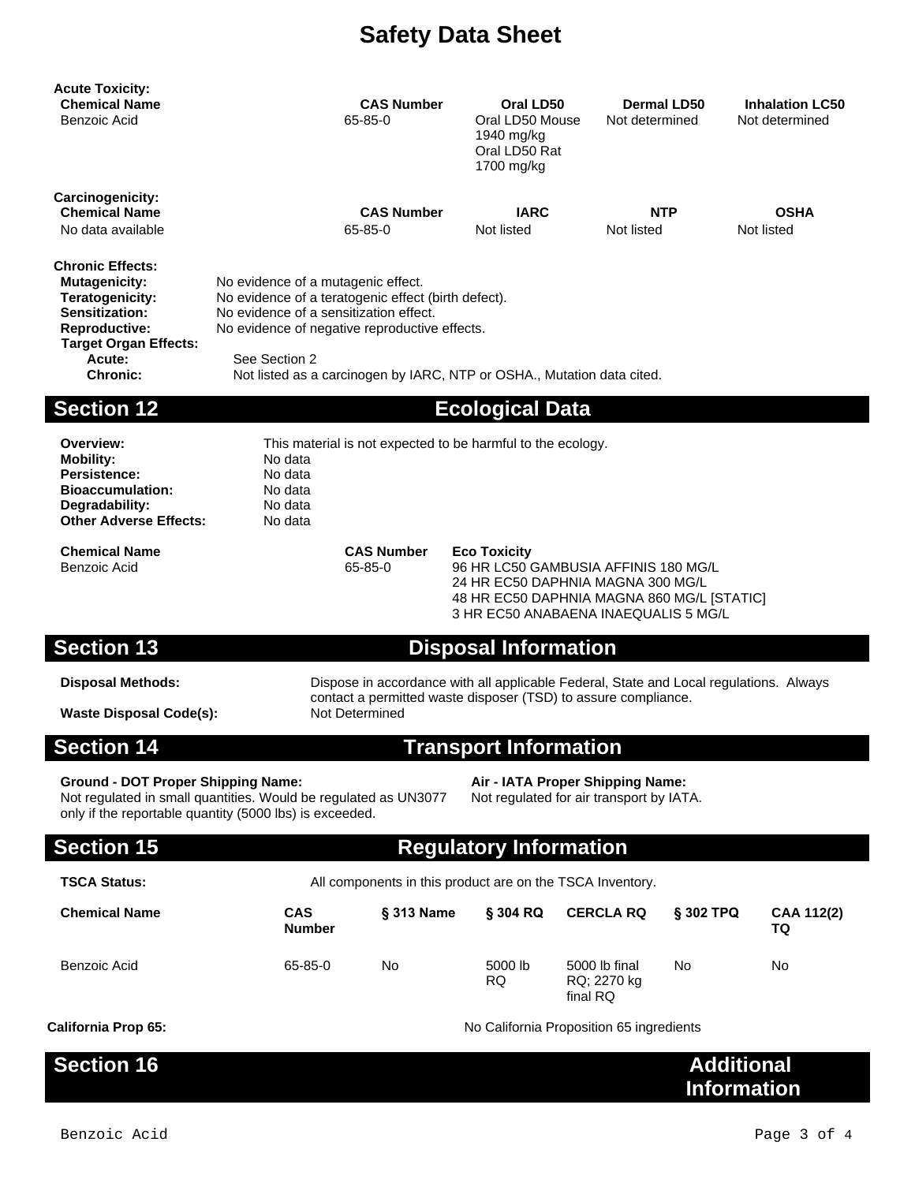# Safety Data Sheet

**Acute Toxicity:**

| Chemical Name | CAS Number | Oral LD50 | Dermal LD50 | Inhalation LC50 |
|---|---|---|---|---|
| Benzoic Acid | 65-85-0 | Oral LD50 Mouse 1940 mg/kg<br>Oral LD50 Rat 1700 mg/kg | Not determined | Not determined |

**Carcinogenicity:**

| Chemical Name | CAS Number | IARC | NTP | OSHA |
|---|---|---|---|---|
| No data available | 65-85-0 | Not listed | Not listed | Not listed |

**Chronic Effects:**

**Mutagenicity:** No evidence of a mutagenic effect.
**Teratogenicity:** No evidence of a teratogenic effect (birth defect).
**Sensitization:** No evidence of a sensitization effect.
**Reproductive:** No evidence of negative reproductive effects.
**Target Organ Effects:**
**Acute:** See Section 2
**Chronic:** Not listed as a carcinogen by IARC, NTP or OSHA., Mutation data cited.

## Section 12 Ecological Data

**Overview:** This material is not expected to be harmful to the ecology.
**Mobility:** No data
**Persistence:** No data
**Bioaccumulation:** No data
**Degradability:** No data
**Other Adverse Effects:** No data

| Chemical Name | CAS Number | Eco Toxicity |
|---|---|---|
| Benzoic Acid | 65-85-0 | 96 HR LC50 GAMBUSIA AFFINIS 180 MG/L<br>24 HR EC50 DAPHNIA MAGNA 300 MG/L<br>48 HR EC50 DAPHNIA MAGNA 860 MG/L [STATIC]<br>3 HR EC50 ANABAENA INAEQUALIS 5 MG/L |

## Section 13 Disposal Information

**Disposal Methods:** Dispose in accordance with all applicable Federal, State and Local regulations. Always contact a permitted waste disposer (TSD) to assure compliance.

**Waste Disposal Code(s):** Not Determined

## Section 14 Transport Information

**Ground - DOT Proper Shipping Name:**
Not regulated in small quantities. Would be regulated as UN3077 only if the reportable quantity (5000 lbs) is exceeded.

**Air - IATA Proper Shipping Name:**
Not regulated for air transport by IATA.

## Section 15 Regulatory Information

**TSCA Status:** All components in this product are on the TSCA Inventory.

| Chemical Name | CAS Number | § 313 Name | § 304 RQ | CERCLA RQ | § 302 TPQ | CAA 112(2) TQ |
|---|---|---|---|---|---|---|
| Benzoic Acid | 65-85-0 | No | 5000 lb RQ | 5000 lb final RQ; 2270 kg final RQ | No | No |

**California Prop 65:** No California Proposition 65 ingredients

## Section 16 Additional Information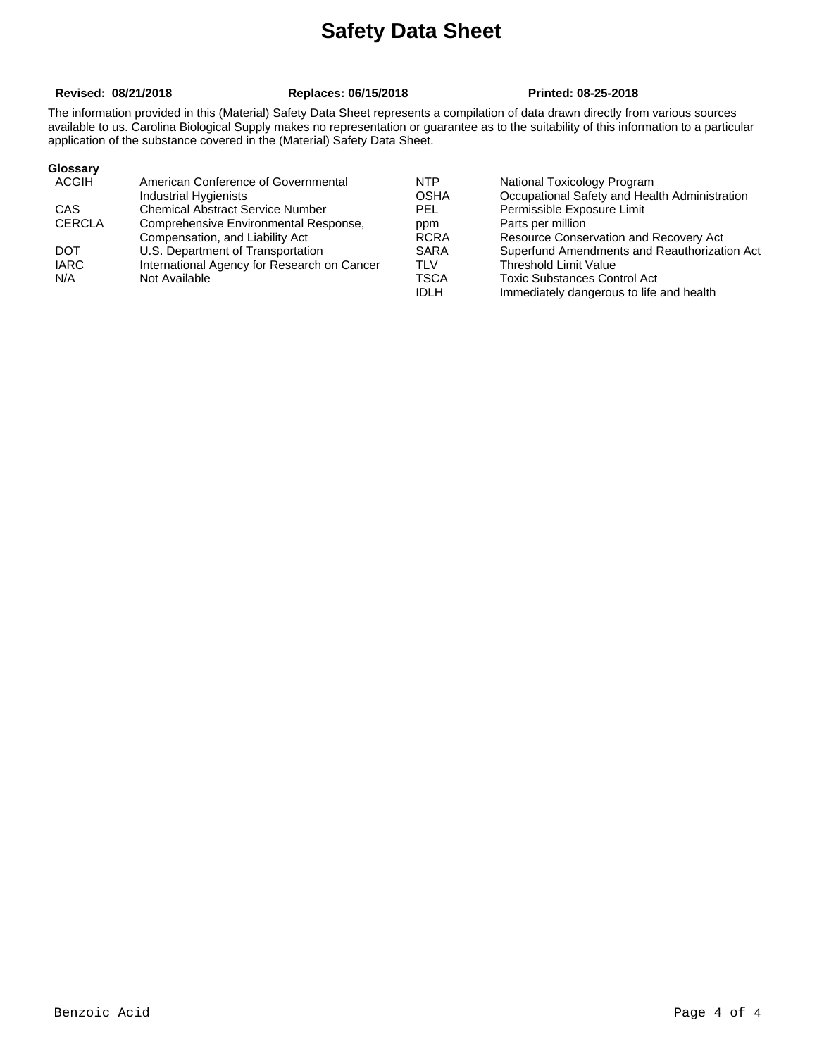# Safety Data Sheet

**Revised: 08/21/2018** **Replaces: 06/15/2018** **Printed: 08-25-2018**

The information provided in this (Material) Safety Data Sheet represents a compilation of data drawn directly from various sources available to us. Carolina Biological Supply makes no representation or guarantee as to the suitability of this information to a particular application of the substance covered in the (Material) Safety Data Sheet.

**Glossary**

| | | | |
|---|---|---|---|
| ACGIH | American Conference of Governmental Industrial Hygienists | NTP | National Toxicology Program |
| CAS | Chemical Abstract Service Number | OSHA | Occupational Safety and Health Administration |
| CERCLA | Comprehensive Environmental Response, Compensation, and Liability Act | PEL | Permissible Exposure Limit |
| DOT | U.S. Department of Transportation | ppm | Parts per million |
| IARC | International Agency for Research on Cancer | RCRA | Resource Conservation and Recovery Act |
| N/A | Not Available | SARA | Superfund Amendments and Reauthorization Act |
| | | TLV | Threshold Limit Value |
| | | TSCA | Toxic Substances Control Act |
| | | IDLH | Immediately dangerous to life and health |